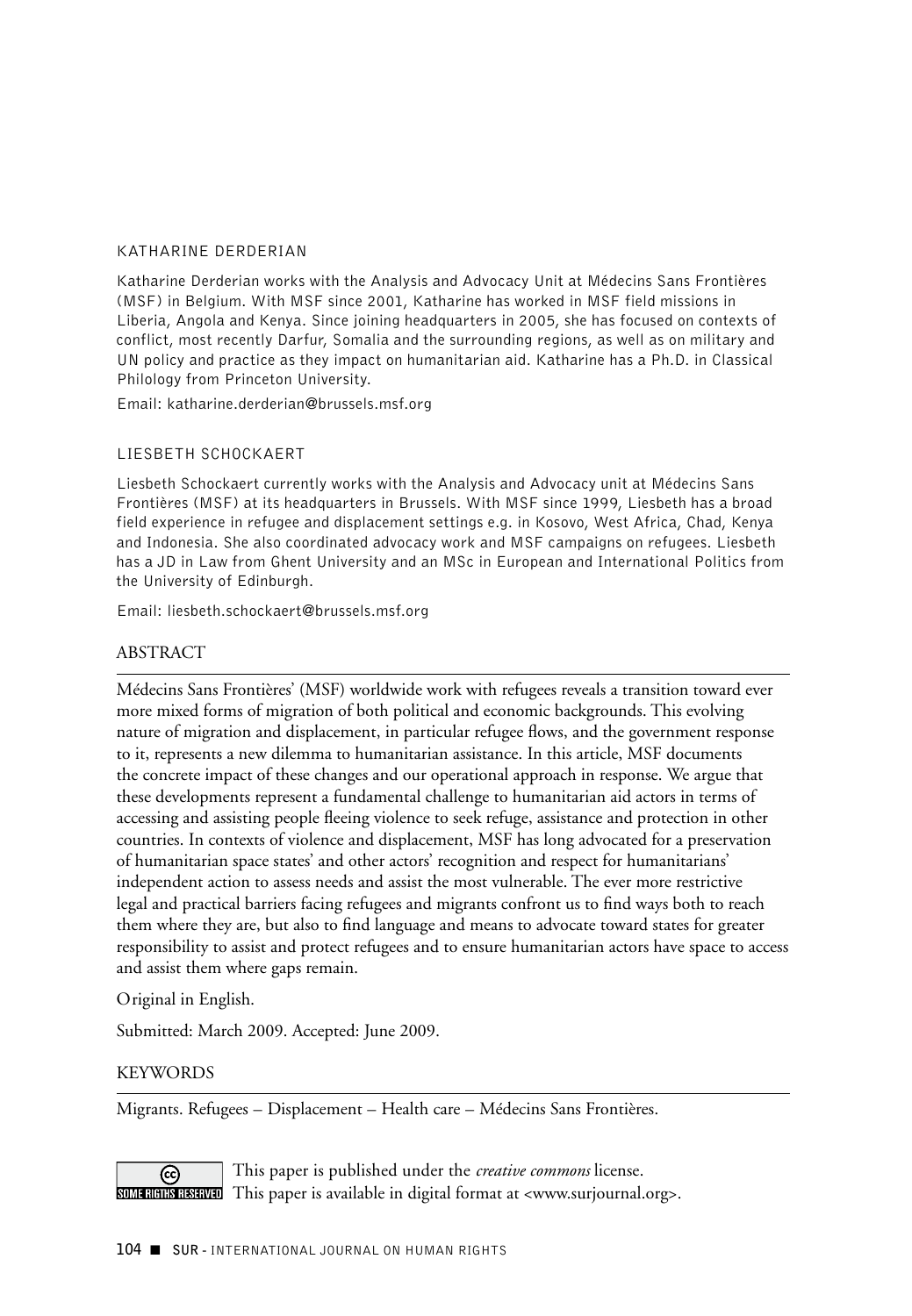## KATHARINE DERDERIAN

Katharine Derderian works with the Analysis and Advocacy Unit at Médecins Sans Frontières (MSF) in Belgium. With MSF since 2001, Katharine has worked in MSF field missions in Liberia, Angola and Kenya. Since joining headquarters in 2005, she has focused on contexts of conflict, most recently Darfur, Somalia and the surrounding regions, as well as on military and UN policy and practice as they impact on humanitarian aid. Katharine has a Ph.D. in Classical Philology from Princeton University.

Email: katharine.derderian@brussels.msf.org

## LIESBETH SCHOCKAERT

Liesbeth Schockaert currently works with the Analysis and Advocacy unit at Médecins Sans Frontières (MSF) at its headquarters in Brussels. With MSF since 1999, Liesbeth has a broad field experience in refugee and displacement settings e.g. in Kosovo, West Africa, Chad, Kenya and Indonesia. She also coordinated advocacy work and MSF campaigns on refugees. Liesbeth has a JD in Law from Ghent University and an MSc in European and International Politics from the University of Edinburgh.

Email: liesbeth.schockaert@brussels.msf.org

## ABSTRACT

Médecins Sans Frontières' (MSF) worldwide work with refugees reveals a transition toward ever more mixed forms of migration of both political and economic backgrounds. This evolving nature of migration and displacement, in particular refugee flows, and the government response to it, represents a new dilemma to humanitarian assistance. In this article, MSF documents the concrete impact of these changes and our operational approach in response. We argue that these developments represent a fundamental challenge to humanitarian aid actors in terms of accessing and assisting people fleeing violence to seek refuge, assistance and protection in other countries. In contexts of violence and displacement, MSF has long advocated for a preservation of humanitarian space states' and other actors' recognition and respect for humanitarians' independent action to assess needs and assist the most vulnerable. The ever more restrictive legal and practical barriers facing refugees and migrants confront us to find ways both to reach them where they are, but also to find language and means to advocate toward states for greater responsibility to assist and protect refugees and to ensure humanitarian actors have space to access and assist them where gaps remain.

Original in English.

Submitted: March 2009. Accepted: June 2009.

## KEYWORDS

Migrants. Refugees – Displacement – Health care – Médecins Sans Frontières.

This paper is published under the *creative commons* license.
This paper is available in digital format at <www.surjournal.org>.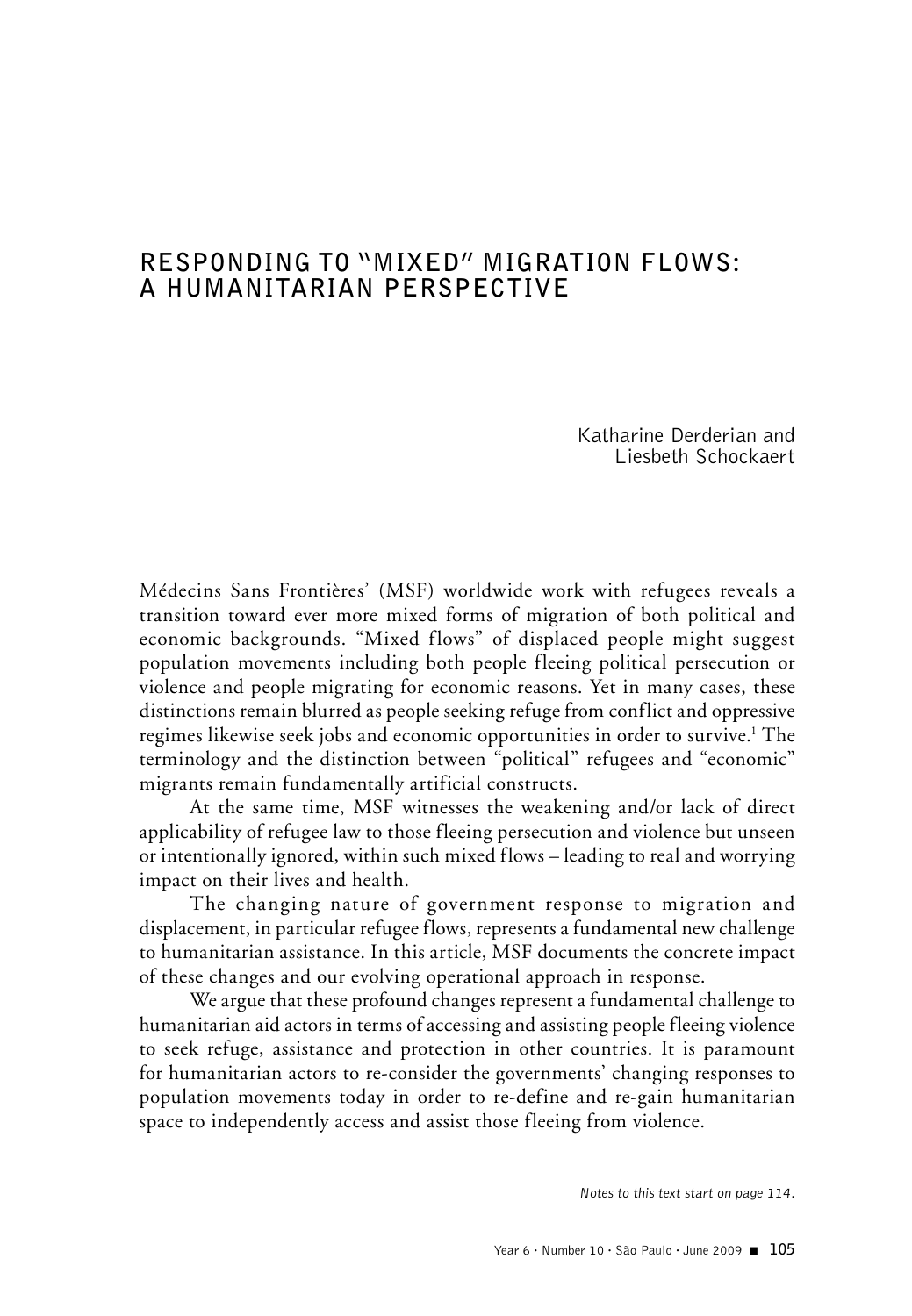# RESPONDING TO "MIXED" MIGRATION FLOWS: A HUMANITARIAN PERSPECTIVE

Katharine Derderian and Liesbeth Schockaert

Médecins Sans Frontières' (MSF) worldwide work with refugees reveals a transition toward ever more mixed forms of migration of both political and economic backgrounds. "Mixed flows" of displaced people might suggest population movements including both people fleeing political persecution or violence and people migrating for economic reasons. Yet in many cases, these distinctions remain blurred as people seeking refuge from conflict and oppressive regimes likewise seek jobs and economic opportunities in order to survive.[1] The terminology and the distinction between "political" refugees and "economic" migrants remain fundamentally artificial constructs.

At the same time, MSF witnesses the weakening and/or lack of direct applicability of refugee law to those fleeing persecution and violence but unseen or intentionally ignored, within such mixed flows – leading to real and worrying impact on their lives and health.

The changing nature of government response to migration and displacement, in particular refugee flows, represents a fundamental new challenge to humanitarian assistance. In this article, MSF documents the concrete impact of these changes and our evolving operational approach in response.

We argue that these profound changes represent a fundamental challenge to humanitarian aid actors in terms of accessing and assisting people fleeing violence to seek refuge, assistance and protection in other countries. It is paramount for humanitarian actors to re-consider the governments' changing responses to population movements today in order to re-define and re-gain humanitarian space to independently access and assist those fleeing from violence.

*Notes to this text start on page 114.*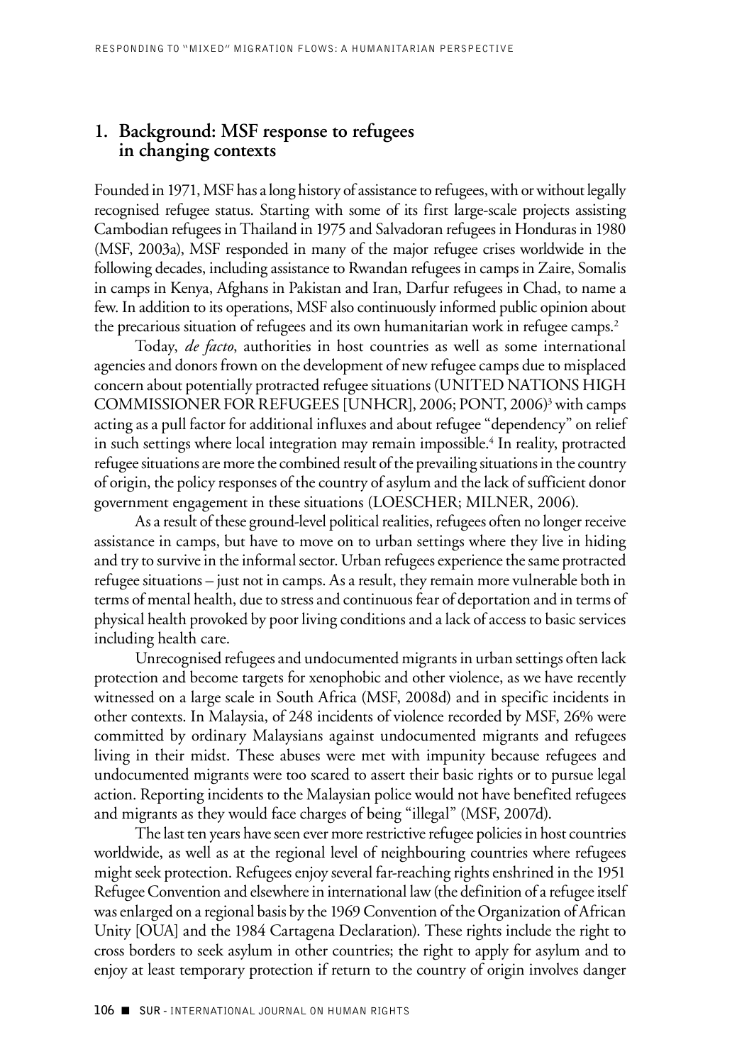## 1. Background: MSF response to refugees in changing contexts

Founded in 1971, MSF has a long history of assistance to refugees, with or without legally recognised refugee status. Starting with some of its first large-scale projects assisting Cambodian refugees in Thailand in 1975 and Salvadoran refugees in Honduras in 1980 (MSF, 2003a), MSF responded in many of the major refugee crises worldwide in the following decades, including assistance to Rwandan refugees in camps in Zaire, Somalis in camps in Kenya, Afghans in Pakistan and Iran, Darfur refugees in Chad, to name a few. In addition to its operations, MSF also continuously informed public opinion about the precarious situation of refugees and its own humanitarian work in refugee camps.[2]

Today, *de facto*, authorities in host countries as well as some international agencies and donors frown on the development of new refugee camps due to misplaced concern about potentially protracted refugee situations (UNITED NATIONS HIGH COMMISSIONER FOR REFUGEES [UNHCR], 2006; PONT, 2006)[3] with camps acting as a pull factor for additional influxes and about refugee "dependency" on relief in such settings where local integration may remain impossible.[4] In reality, protracted refugee situations are more the combined result of the prevailing situations in the country of origin, the policy responses of the country of asylum and the lack of sufficient donor government engagement in these situations (LOESCHER; MILNER, 2006).

As a result of these ground-level political realities, refugees often no longer receive assistance in camps, but have to move on to urban settings where they live in hiding and try to survive in the informal sector. Urban refugees experience the same protracted refugee situations – just not in camps. As a result, they remain more vulnerable both in terms of mental health, due to stress and continuous fear of deportation and in terms of physical health provoked by poor living conditions and a lack of access to basic services including health care.

Unrecognised refugees and undocumented migrants in urban settings often lack protection and become targets for xenophobic and other violence, as we have recently witnessed on a large scale in South Africa (MSF, 2008d) and in specific incidents in other contexts. In Malaysia, of 248 incidents of violence recorded by MSF, 26% were committed by ordinary Malaysians against undocumented migrants and refugees living in their midst. These abuses were met with impunity because refugees and undocumented migrants were too scared to assert their basic rights or to pursue legal action. Reporting incidents to the Malaysian police would not have benefited refugees and migrants as they would face charges of being "illegal" (MSF, 2007d).

The last ten years have seen ever more restrictive refugee policies in host countries worldwide, as well as at the regional level of neighbouring countries where refugees might seek protection. Refugees enjoy several far-reaching rights enshrined in the 1951 Refugee Convention and elsewhere in international law (the definition of a refugee itself was enlarged on a regional basis by the 1969 Convention of the Organization of African Unity [OUA] and the 1984 Cartagena Declaration). These rights include the right to cross borders to seek asylum in other countries; the right to apply for asylum and to enjoy at least temporary protection if return to the country of origin involves danger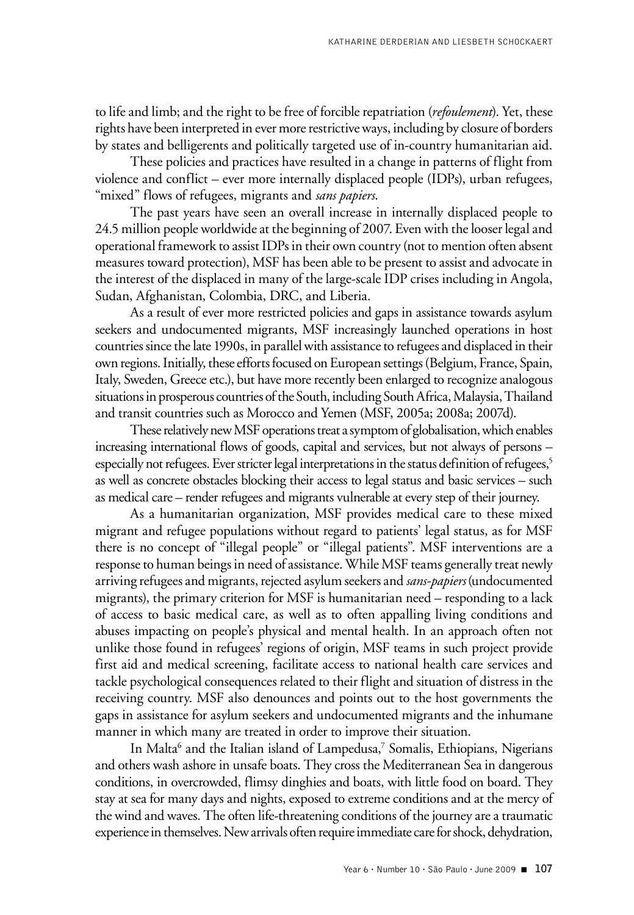to life and limb; and the right to be free of forcible repatriation (*refoulement*). Yet, these rights have been interpreted in ever more restrictive ways, including by closure of borders by states and belligerents and politically targeted use of in-country humanitarian aid.

These policies and practices have resulted in a change in patterns of flight from violence and conflict – ever more internally displaced people (IDPs), urban refugees, "mixed" flows of refugees, migrants and *sans papiers*.

The past years have seen an overall increase in internally displaced people to 24.5 million people worldwide at the beginning of 2007. Even with the looser legal and operational framework to assist IDPs in their own country (not to mention often absent measures toward protection), MSF has been able to be present to assist and advocate in the interest of the displaced in many of the large-scale IDP crises including in Angola, Sudan, Afghanistan, Colombia, DRC, and Liberia.

As a result of ever more restricted policies and gaps in assistance towards asylum seekers and undocumented migrants, MSF increasingly launched operations in host countries since the late 1990s, in parallel with assistance to refugees and displaced in their own regions. Initially, these efforts focused on European settings (Belgium, France, Spain, Italy, Sweden, Greece etc.), but have more recently been enlarged to recognize analogous situations in prosperous countries of the South, including South Africa, Malaysia, Thailand and transit countries such as Morocco and Yemen (MSF, 2005a; 2008a; 2007d).

These relatively new MSF operations treat a symptom of globalisation, which enables increasing international flows of goods, capital and services, but not always of persons – especially not refugees. Ever stricter legal interpretations in the status definition of refugees,[5] as well as concrete obstacles blocking their access to legal status and basic services – such as medical care – render refugees and migrants vulnerable at every step of their journey.

As a humanitarian organization, MSF provides medical care to these mixed migrant and refugee populations without regard to patients' legal status, as for MSF there is no concept of "illegal people" or "illegal patients". MSF interventions are a response to human beings in need of assistance. While MSF teams generally treat newly arriving refugees and migrants, rejected asylum seekers and *sans-papiers* (undocumented migrants), the primary criterion for MSF is humanitarian need – responding to a lack of access to basic medical care, as well as to often appalling living conditions and abuses impacting on people's physical and mental health. In an approach often not unlike those found in refugees' regions of origin, MSF teams in such project provide first aid and medical screening, facilitate access to national health care services and tackle psychological consequences related to their flight and situation of distress in the receiving country. MSF also denounces and points out to the host governments the gaps in assistance for asylum seekers and undocumented migrants and the inhumane manner in which many are treated in order to improve their situation.

In Malta[6] and the Italian island of Lampedusa,[7] Somalis, Ethiopians, Nigerians and others wash ashore in unsafe boats. They cross the Mediterranean Sea in dangerous conditions, in overcrowded, flimsy dinghies and boats, with little food on board. They stay at sea for many days and nights, exposed to extreme conditions and at the mercy of the wind and waves. The often life-threatening conditions of the journey are a traumatic experience in themselves. New arrivals often require immediate care for shock, dehydration,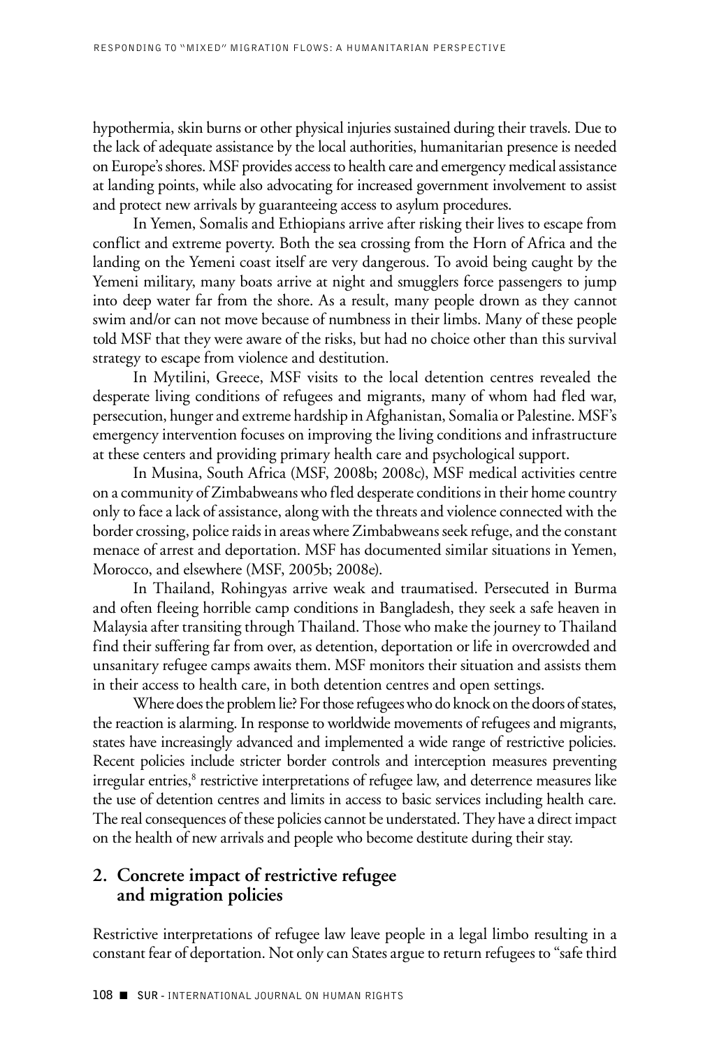hypothermia, skin burns or other physical injuries sustained during their travels. Due to the lack of adequate assistance by the local authorities, humanitarian presence is needed on Europe's shores. MSF provides access to health care and emergency medical assistance at landing points, while also advocating for increased government involvement to assist and protect new arrivals by guaranteeing access to asylum procedures.

In Yemen, Somalis and Ethiopians arrive after risking their lives to escape from conflict and extreme poverty. Both the sea crossing from the Horn of Africa and the landing on the Yemeni coast itself are very dangerous. To avoid being caught by the Yemeni military, many boats arrive at night and smugglers force passengers to jump into deep water far from the shore. As a result, many people drown as they cannot swim and/or can not move because of numbness in their limbs. Many of these people told MSF that they were aware of the risks, but had no choice other than this survival strategy to escape from violence and destitution.

In Mytilini, Greece, MSF visits to the local detention centres revealed the desperate living conditions of refugees and migrants, many of whom had fled war, persecution, hunger and extreme hardship in Afghanistan, Somalia or Palestine. MSF's emergency intervention focuses on improving the living conditions and infrastructure at these centers and providing primary health care and psychological support.

In Musina, South Africa (MSF, 2008b; 2008c), MSF medical activities centre on a community of Zimbabweans who fled desperate conditions in their home country only to face a lack of assistance, along with the threats and violence connected with the border crossing, police raids in areas where Zimbabweans seek refuge, and the constant menace of arrest and deportation. MSF has documented similar situations in Yemen, Morocco, and elsewhere (MSF, 2005b; 2008e).

In Thailand, Rohingyas arrive weak and traumatised. Persecuted in Burma and often fleeing horrible camp conditions in Bangladesh, they seek a safe heaven in Malaysia after transiting through Thailand. Those who make the journey to Thailand find their suffering far from over, as detention, deportation or life in overcrowded and unsanitary refugee camps awaits them. MSF monitors their situation and assists them in their access to health care, in both detention centres and open settings.

Where does the problem lie? For those refugees who do knock on the doors of states, the reaction is alarming. In response to worldwide movements of refugees and migrants, states have increasingly advanced and implemented a wide range of restrictive policies. Recent policies include stricter border controls and interception measures preventing irregular entries,[8] restrictive interpretations of refugee law, and deterrence measures like the use of detention centres and limits in access to basic services including health care. The real consequences of these policies cannot be understated. They have a direct impact on the health of new arrivals and people who become destitute during their stay.

## 2. Concrete impact of restrictive refugee and migration policies

Restrictive interpretations of refugee law leave people in a legal limbo resulting in a constant fear of deportation. Not only can States argue to return refugees to "safe third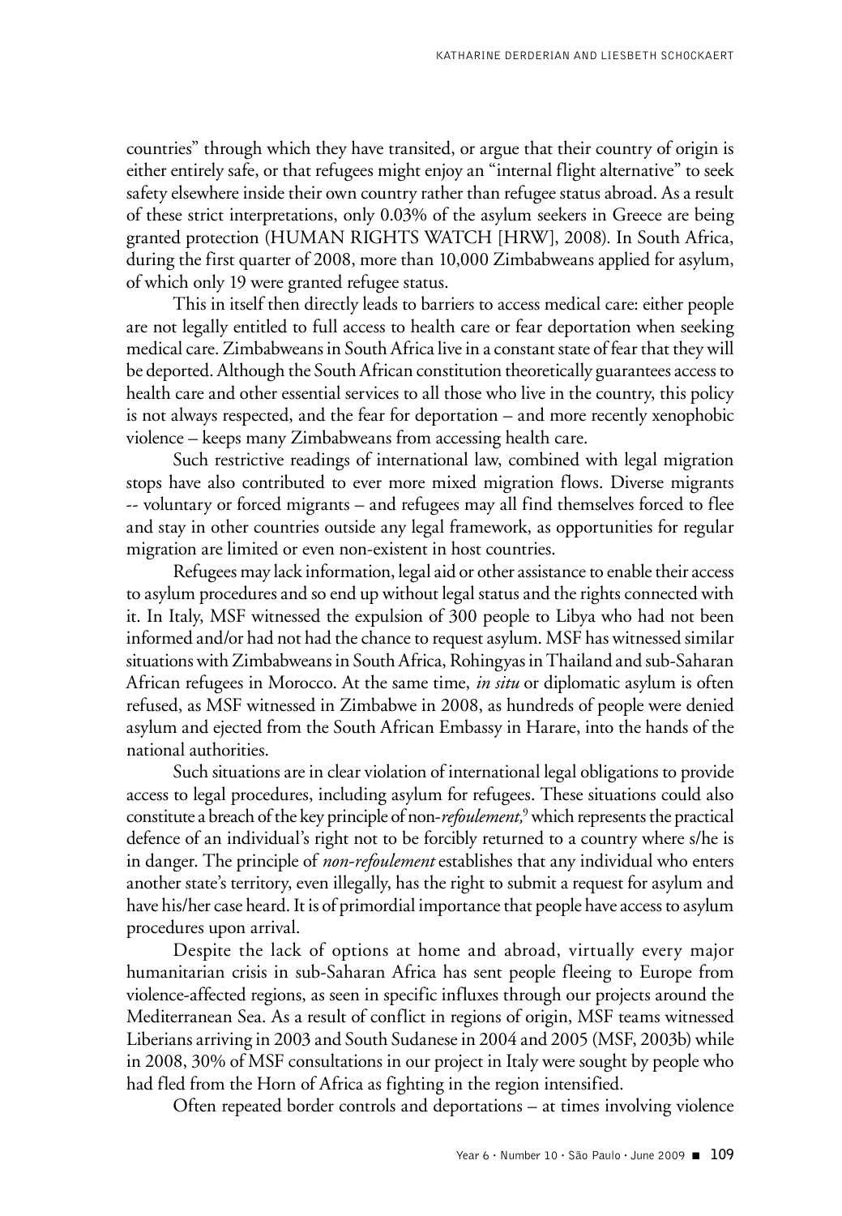countries" through which they have transited, or argue that their country of origin is either entirely safe, or that refugees might enjoy an "internal flight alternative" to seek safety elsewhere inside their own country rather than refugee status abroad. As a result of these strict interpretations, only 0.03% of the asylum seekers in Greece are being granted protection (HUMAN RIGHTS WATCH [HRW], 2008). In South Africa, during the first quarter of 2008, more than 10,000 Zimbabweans applied for asylum, of which only 19 were granted refugee status.

This in itself then directly leads to barriers to access medical care: either people are not legally entitled to full access to health care or fear deportation when seeking medical care. Zimbabweans in South Africa live in a constant state of fear that they will be deported. Although the South African constitution theoretically guarantees access to health care and other essential services to all those who live in the country, this policy is not always respected, and the fear for deportation – and more recently xenophobic violence – keeps many Zimbabweans from accessing health care.

Such restrictive readings of international law, combined with legal migration stops have also contributed to ever more mixed migration flows. Diverse migrants -- voluntary or forced migrants – and refugees may all find themselves forced to flee and stay in other countries outside any legal framework, as opportunities for regular migration are limited or even non-existent in host countries.

Refugees may lack information, legal aid or other assistance to enable their access to asylum procedures and so end up without legal status and the rights connected with it. In Italy, MSF witnessed the expulsion of 300 people to Libya who had not been informed and/or had not had the chance to request asylum. MSF has witnessed similar situations with Zimbabweans in South Africa, Rohingyas in Thailand and sub-Saharan African refugees in Morocco. At the same time, *in situ* or diplomatic asylum is often refused, as MSF witnessed in Zimbabwe in 2008, as hundreds of people were denied asylum and ejected from the South African Embassy in Harare, into the hands of the national authorities.

Such situations are in clear violation of international legal obligations to provide access to legal procedures, including asylum for refugees. These situations could also constitute a breach of the key principle of non-*refoulement,*[9] which represents the practical defence of an individual's right not to be forcibly returned to a country where s/he is in danger. The principle of *non-refoulement* establishes that any individual who enters another state's territory, even illegally, has the right to submit a request for asylum and have his/her case heard. It is of primordial importance that people have access to asylum procedures upon arrival.

Despite the lack of options at home and abroad, virtually every major humanitarian crisis in sub-Saharan Africa has sent people fleeing to Europe from violence-affected regions, as seen in specific influxes through our projects around the Mediterranean Sea. As a result of conflict in regions of origin, MSF teams witnessed Liberians arriving in 2003 and South Sudanese in 2004 and 2005 (MSF, 2003b) while in 2008, 30% of MSF consultations in our project in Italy were sought by people who had fled from the Horn of Africa as fighting in the region intensified.

Often repeated border controls and deportations – at times involving violence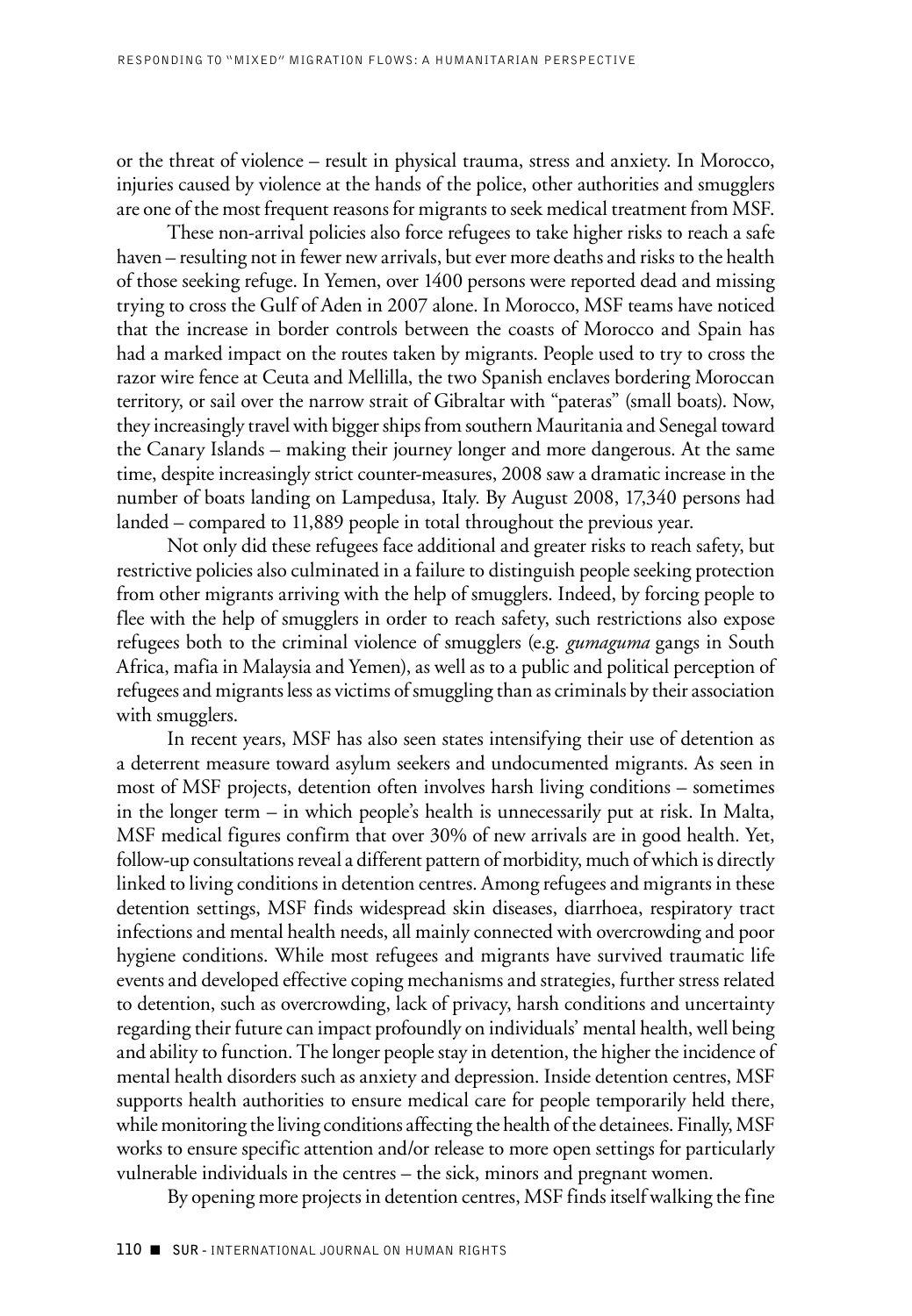or the threat of violence – result in physical trauma, stress and anxiety. In Morocco, injuries caused by violence at the hands of the police, other authorities and smugglers are one of the most frequent reasons for migrants to seek medical treatment from MSF.

These non-arrival policies also force refugees to take higher risks to reach a safe haven – resulting not in fewer new arrivals, but ever more deaths and risks to the health of those seeking refuge. In Yemen, over 1400 persons were reported dead and missing trying to cross the Gulf of Aden in 2007 alone. In Morocco, MSF teams have noticed that the increase in border controls between the coasts of Morocco and Spain has had a marked impact on the routes taken by migrants. People used to try to cross the razor wire fence at Ceuta and Mellilla, the two Spanish enclaves bordering Moroccan territory, or sail over the narrow strait of Gibraltar with "pateras" (small boats). Now, they increasingly travel with bigger ships from southern Mauritania and Senegal toward the Canary Islands – making their journey longer and more dangerous. At the same time, despite increasingly strict counter-measures, 2008 saw a dramatic increase in the number of boats landing on Lampedusa, Italy. By August 2008, 17,340 persons had landed – compared to 11,889 people in total throughout the previous year.

Not only did these refugees face additional and greater risks to reach safety, but restrictive policies also culminated in a failure to distinguish people seeking protection from other migrants arriving with the help of smugglers. Indeed, by forcing people to flee with the help of smugglers in order to reach safety, such restrictions also expose refugees both to the criminal violence of smugglers (e.g. *gumaguma* gangs in South Africa, mafia in Malaysia and Yemen), as well as to a public and political perception of refugees and migrants less as victims of smuggling than as criminals by their association with smugglers.

In recent years, MSF has also seen states intensifying their use of detention as a deterrent measure toward asylum seekers and undocumented migrants. As seen in most of MSF projects, detention often involves harsh living conditions – sometimes in the longer term – in which people's health is unnecessarily put at risk. In Malta, MSF medical figures confirm that over 30% of new arrivals are in good health. Yet, follow-up consultations reveal a different pattern of morbidity, much of which is directly linked to living conditions in detention centres. Among refugees and migrants in these detention settings, MSF finds widespread skin diseases, diarrhoea, respiratory tract infections and mental health needs, all mainly connected with overcrowding and poor hygiene conditions. While most refugees and migrants have survived traumatic life events and developed effective coping mechanisms and strategies, further stress related to detention, such as overcrowding, lack of privacy, harsh conditions and uncertainty regarding their future can impact profoundly on individuals' mental health, well being and ability to function. The longer people stay in detention, the higher the incidence of mental health disorders such as anxiety and depression. Inside detention centres, MSF supports health authorities to ensure medical care for people temporarily held there, while monitoring the living conditions affecting the health of the detainees. Finally, MSF works to ensure specific attention and/or release to more open settings for particularly vulnerable individuals in the centres – the sick, minors and pregnant women.

By opening more projects in detention centres, MSF finds itself walking the fine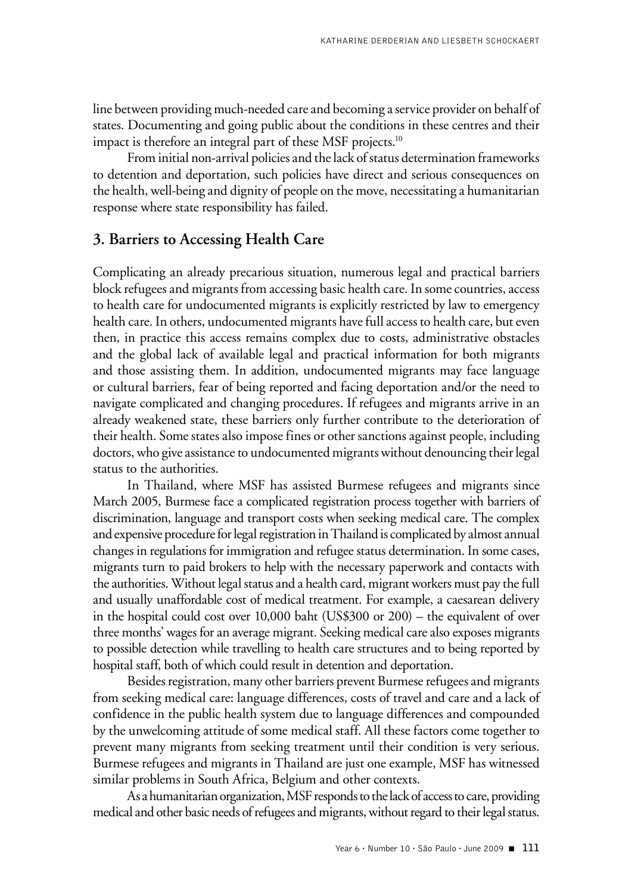line between providing much-needed care and becoming a service provider on behalf of states. Documenting and going public about the conditions in these centres and their impact is therefore an integral part of these MSF projects.[10]

From initial non-arrival policies and the lack of status determination frameworks to detention and deportation, such policies have direct and serious consequences on the health, well-being and dignity of people on the move, necessitating a humanitarian response where state responsibility has failed.

## 3. Barriers to Accessing Health Care

Complicating an already precarious situation, numerous legal and practical barriers block refugees and migrants from accessing basic health care. In some countries, access to health care for undocumented migrants is explicitly restricted by law to emergency health care. In others, undocumented migrants have full access to health care, but even then, in practice this access remains complex due to costs, administrative obstacles and the global lack of available legal and practical information for both migrants and those assisting them. In addition, undocumented migrants may face language or cultural barriers, fear of being reported and facing deportation and/or the need to navigate complicated and changing procedures. If refugees and migrants arrive in an already weakened state, these barriers only further contribute to the deterioration of their health. Some states also impose fines or other sanctions against people, including doctors, who give assistance to undocumented migrants without denouncing their legal status to the authorities.

In Thailand, where MSF has assisted Burmese refugees and migrants since March 2005, Burmese face a complicated registration process together with barriers of discrimination, language and transport costs when seeking medical care. The complex and expensive procedure for legal registration in Thailand is complicated by almost annual changes in regulations for immigration and refugee status determination. In some cases, migrants turn to paid brokers to help with the necessary paperwork and contacts with the authorities. Without legal status and a health card, migrant workers must pay the full and usually unaffordable cost of medical treatment. For example, a caesarean delivery in the hospital could cost over 10,000 baht (US$300 or 200) – the equivalent of over three months' wages for an average migrant. Seeking medical care also exposes migrants to possible detection while travelling to health care structures and to being reported by hospital staff, both of which could result in detention and deportation.

Besides registration, many other barriers prevent Burmese refugees and migrants from seeking medical care: language differences, costs of travel and care and a lack of confidence in the public health system due to language differences and compounded by the unwelcoming attitude of some medical staff. All these factors come together to prevent many migrants from seeking treatment until their condition is very serious. Burmese refugees and migrants in Thailand are just one example, MSF has witnessed similar problems in South Africa, Belgium and other contexts.

As a humanitarian organization, MSF responds to the lack of access to care, providing medical and other basic needs of refugees and migrants, without regard to their legal status.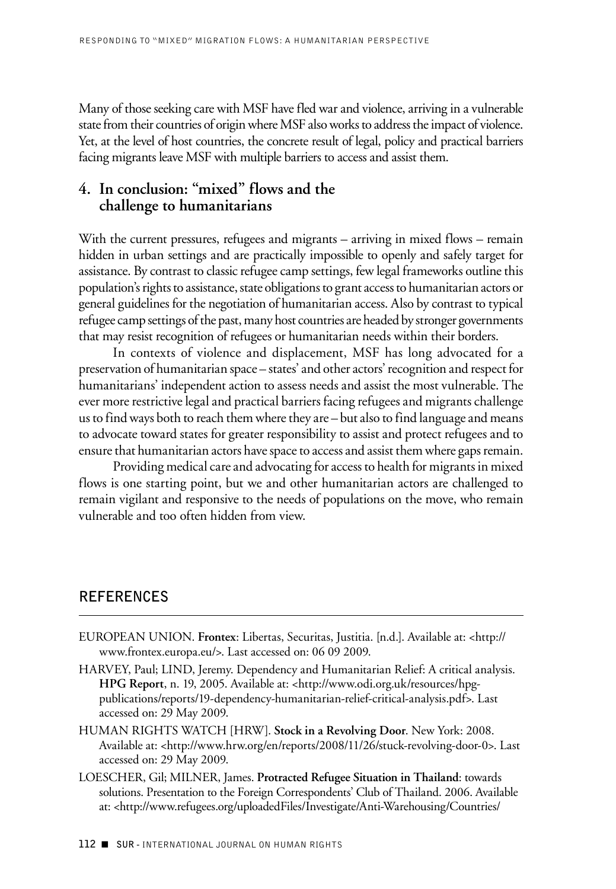Many of those seeking care with MSF have fled war and violence, arriving in a vulnerable state from their countries of origin where MSF also works to address the impact of violence. Yet, at the level of host countries, the concrete result of legal, policy and practical barriers facing migrants leave MSF with multiple barriers to access and assist them.

## 4. In conclusion: "mixed" flows and the challenge to humanitarians

With the current pressures, refugees and migrants – arriving in mixed flows – remain hidden in urban settings and are practically impossible to openly and safely target for assistance. By contrast to classic refugee camp settings, few legal frameworks outline this population's rights to assistance, state obligations to grant access to humanitarian actors or general guidelines for the negotiation of humanitarian access. Also by contrast to typical refugee camp settings of the past, many host countries are headed by stronger governments that may resist recognition of refugees or humanitarian needs within their borders.

In contexts of violence and displacement, MSF has long advocated for a preservation of humanitarian space – states' and other actors' recognition and respect for humanitarians' independent action to assess needs and assist the most vulnerable. The ever more restrictive legal and practical barriers facing refugees and migrants challenge us to find ways both to reach them where they are – but also to find language and means to advocate toward states for greater responsibility to assist and protect refugees and to ensure that humanitarian actors have space to access and assist them where gaps remain.

Providing medical care and advocating for access to health for migrants in mixed flows is one starting point, but we and other humanitarian actors are challenged to remain vigilant and responsive to the needs of populations on the move, who remain vulnerable and too often hidden from view.

## REFERENCES

EUROPEAN UNION. **Frontex**: Libertas, Securitas, Justitia. [n.d.]. Available at: <http://www.frontex.europa.eu/>. Last accessed on: 06 09 2009.

HARVEY, Paul; LIND, Jeremy. Dependency and Humanitarian Relief: A critical analysis. **HPG Report**, n. 19, 2005. Available at: <http://www.odi.org.uk/resources/hpg-publications/reports/19-dependency-humanitarian-relief-critical-analysis.pdf>. Last accessed on: 29 May 2009.

HUMAN RIGHTS WATCH [HRW]. **Stock in a Revolving Door**. New York: 2008. Available at: <http://www.hrw.org/en/reports/2008/11/26/stuck-revolving-door-0>. Last accessed on: 29 May 2009.

LOESCHER, Gil; MILNER, James. **Protracted Refugee Situation in Thailand**: towards solutions. Presentation to the Foreign Correspondents' Club of Thailand. 2006. Available at: <http://www.refugees.org/uploadedFiles/Investigate/Anti-Warehousing/Countries/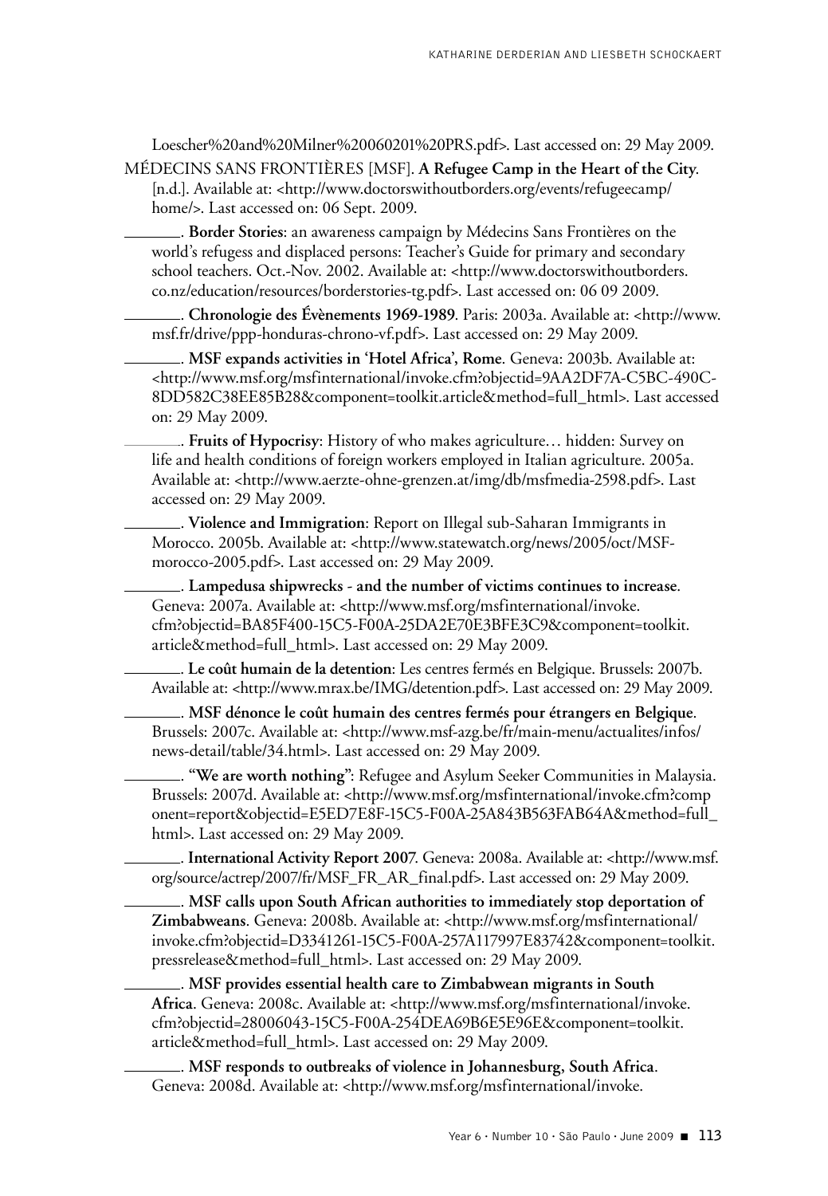Loescher%20and%20Milner%20060201%20PRS.pdf>. Last accessed on: 29 May 2009.

MÉDECINS SANS FRONTIÈRES [MSF]. **A Refugee Camp in the Heart of the City**. [n.d.]. Available at: <http://www.doctorswithoutborders.org/events/refugeecamp/home/>. Last accessed on: 06 Sept. 2009.

\_\_\_\_\_\_\_\_. **Border Stories**: an awareness campaign by Médecins Sans Frontières on the world's refugess and displaced persons: Teacher's Guide for primary and secondary school teachers. Oct.-Nov. 2002. Available at: <http://www.doctorswithoutborders.co.nz/education/resources/borderstories-tg.pdf>. Last accessed on: 06 09 2009.

\_\_\_\_\_\_\_\_. **Chronologie des Évènements 1969-1989**. Paris: 2003a. Available at: <http://www.msf.fr/drive/ppp-honduras-chrono-vf.pdf>. Last accessed on: 29 May 2009.

\_\_\_\_\_\_\_\_. **MSF expands activities in 'Hotel Africa', Rome**. Geneva: 2003b. Available at: <http://www.msf.org/msfinternational/invoke.cfm?objectid=9AA2DF7A-C5BC-490C-8DD582C38EE85B28&component=toolkit.article&method=full_html>. Last accessed on: 29 May 2009.

\_\_\_\_\_\_\_\_. **Fruits of Hypocrisy**: History of who makes agriculture… hidden: Survey on life and health conditions of foreign workers employed in Italian agriculture. 2005a. Available at: <http://www.aerzte-ohne-grenzen.at/img/db/msfmedia-2598.pdf>. Last accessed on: 29 May 2009.

\_\_\_\_\_\_\_\_. **Violence and Immigration**: Report on Illegal sub-Saharan Immigrants in Morocco. 2005b. Available at: <http://www.statewatch.org/news/2005/oct/MSF-morocco-2005.pdf>. Last accessed on: 29 May 2009.

\_\_\_\_\_\_\_\_. **Lampedusa shipwrecks - and the number of victims continues to increase**. Geneva: 2007a. Available at: <http://www.msf.org/msfinternational/invoke.cfm?objectid=BA85F400-15C5-F00A-25DA2E70E3BFE3C9&component=toolkit.article&method=full_html>. Last accessed on: 29 May 2009.

\_\_\_\_\_\_\_\_. **Le coût humain de la detention**: Les centres fermés en Belgique. Brussels: 2007b. Available at: <http://www.mrax.be/IMG/detention.pdf>. Last accessed on: 29 May 2009.

\_\_\_\_\_\_\_\_. **MSF dénonce le coût humain des centres fermés pour étrangers en Belgique**. Brussels: 2007c. Available at: <http://www.msf-azg.be/fr/main-menu/actualites/infos/news-detail/table/34.html>. Last accessed on: 29 May 2009.

\_\_\_\_\_\_\_\_. **"We are worth nothing"**: Refugee and Asylum Seeker Communities in Malaysia. Brussels: 2007d. Available at: <http://www.msf.org/msfinternational/invoke.cfm?component=report&objectid=E5ED7E8F-15C5-F00A-25A843B563FAB64A&method=full_html>. Last accessed on: 29 May 2009.

\_\_\_\_\_\_\_\_. **International Activity Report 2007**. Geneva: 2008a. Available at: <http://www.msf.org/source/actrep/2007/fr/MSF_FR_AR_final.pdf>. Last accessed on: 29 May 2009.

\_\_\_\_\_\_\_\_. **MSF calls upon South African authorities to immediately stop deportation of Zimbabweans**. Geneva: 2008b. Available at: <http://www.msf.org/msfinternational/invoke.cfm?objectid=D3341261-15C5-F00A-257A117997E83742&component=toolkit.pressrelease&method=full_html>. Last accessed on: 29 May 2009.

\_\_\_\_\_\_\_\_. **MSF provides essential health care to Zimbabwean migrants in South Africa**. Geneva: 2008c. Available at: <http://www.msf.org/msfinternational/invoke.cfm?objectid=28006043-15C5-F00A-254DEA69B6E5E96E&component=toolkit.article&method=full_html>. Last accessed on: 29 May 2009.

\_\_\_\_\_\_\_\_. **MSF responds to outbreaks of violence in Johannesburg, South Africa**. Geneva: 2008d. Available at: <http://www.msf.org/msfinternational/invoke.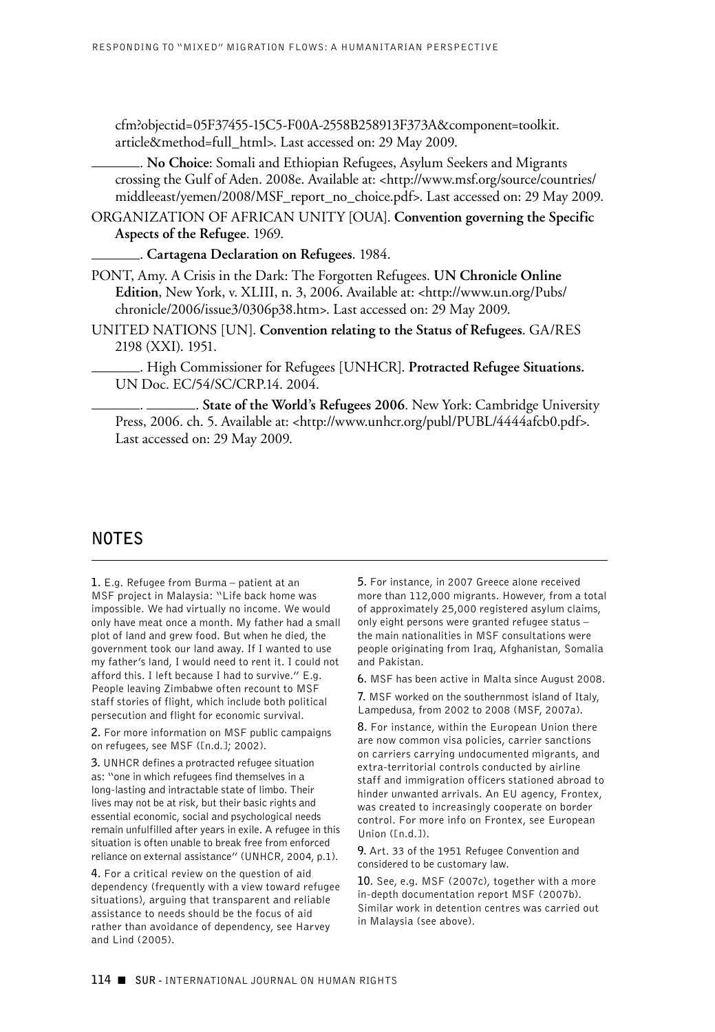cfm?objectid=05F37455-15C5-F00A-2558B258913F373A&component=toolkit.article&method=full_html>. Last accessed on: 29 May 2009.

\_\_\_\_\_\_\_. **No Choice**: Somali and Ethiopian Refugees, Asylum Seekers and Migrants crossing the Gulf of Aden. 2008e. Available at: <http://www.msf.org/source/countries/middleeast/yemen/2008/MSF_report_no_choice.pdf>. Last accessed on: 29 May 2009.

ORGANIZATION OF AFRICAN UNITY [OUA]. **Convention governing the Specific Aspects of the Refugee**. 1969.

\_\_\_\_\_\_\_. **Cartagena Declaration on Refugees**. 1984.

PONT, Amy. A Crisis in the Dark: The Forgotten Refugees. **UN Chronicle Online Edition**, New York, v. XLIII, n. 3, 2006. Available at: <http://www.un.org/Pubs/chronicle/2006/issue3/0306p38.htm>. Last accessed on: 29 May 2009.

UNITED NATIONS [UN]. **Convention relating to the Status of Refugees**. GA/RES 2198 (XXI). 1951.

\_\_\_\_\_\_\_. High Commissioner for Refugees [UNHCR]. **Protracted Refugee Situations.** UN Doc. EC/54/SC/CRP.14. 2004.

\_\_\_\_\_\_\_. \_\_\_\_\_\_\_. **State of the World's Refugees 2006**. New York: Cambridge University Press, 2006. ch. 5. Available at: <http://www.unhcr.org/publ/PUBL/4444afcb0.pdf>. Last accessed on: 29 May 2009.

## NOTES

**1.** E.g. Refugee from Burma – patient at an MSF project in Malaysia: "Life back home was impossible. We had virtually no income. We would only have meat once a month. My father had a small plot of land and grew food. But when he died, the government took our land away. If I wanted to use my father's land, I would need to rent it. I could not afford this. I left because I had to survive." E.g. People leaving Zimbabwe often recount to MSF staff stories of flight, which include both political persecution and flight for economic survival.

**2.** For more information on MSF public campaigns on refugees, see MSF ([n.d.]; 2002).

**3.** UNHCR defines a protracted refugee situation as: "one in which refugees find themselves in a long-lasting and intractable state of limbo. Their lives may not be at risk, but their basic rights and essential economic, social and psychological needs remain unfulfilled after years in exile. A refugee in this situation is often unable to break free from enforced reliance on external assistance" (UNHCR, 2004, p.1).

**4.** For a critical review on the question of aid dependency (frequently with a view toward refugee situations), arguing that transparent and reliable assistance to needs should be the focus of aid rather than avoidance of dependency, see Harvey and Lind (2005).

**5.** For instance, in 2007 Greece alone received more than 112,000 migrants. However, from a total of approximately 25,000 registered asylum claims, only eight persons were granted refugee status – the main nationalities in MSF consultations were people originating from Iraq, Afghanistan, Somalia and Pakistan.

**6.** MSF has been active in Malta since August 2008.

**7.** MSF worked on the southernmost island of Italy, Lampedusa, from 2002 to 2008 (MSF, 2007a).

**8.** For instance, within the European Union there are now common visa policies, carrier sanctions on carriers carrying undocumented migrants, and extra-territorial controls conducted by airline staff and immigration officers stationed abroad to hinder unwanted arrivals. An EU agency, Frontex, was created to increasingly cooperate on border control. For more info on Frontex, see European Union ([n.d.]).

**9.** Art. 33 of the 1951 Refugee Convention and considered to be customary law.

**10.** See, e.g. MSF (2007c), together with a more in-depth documentation report MSF (2007b). Similar work in detention centres was carried out in Malaysia (see above).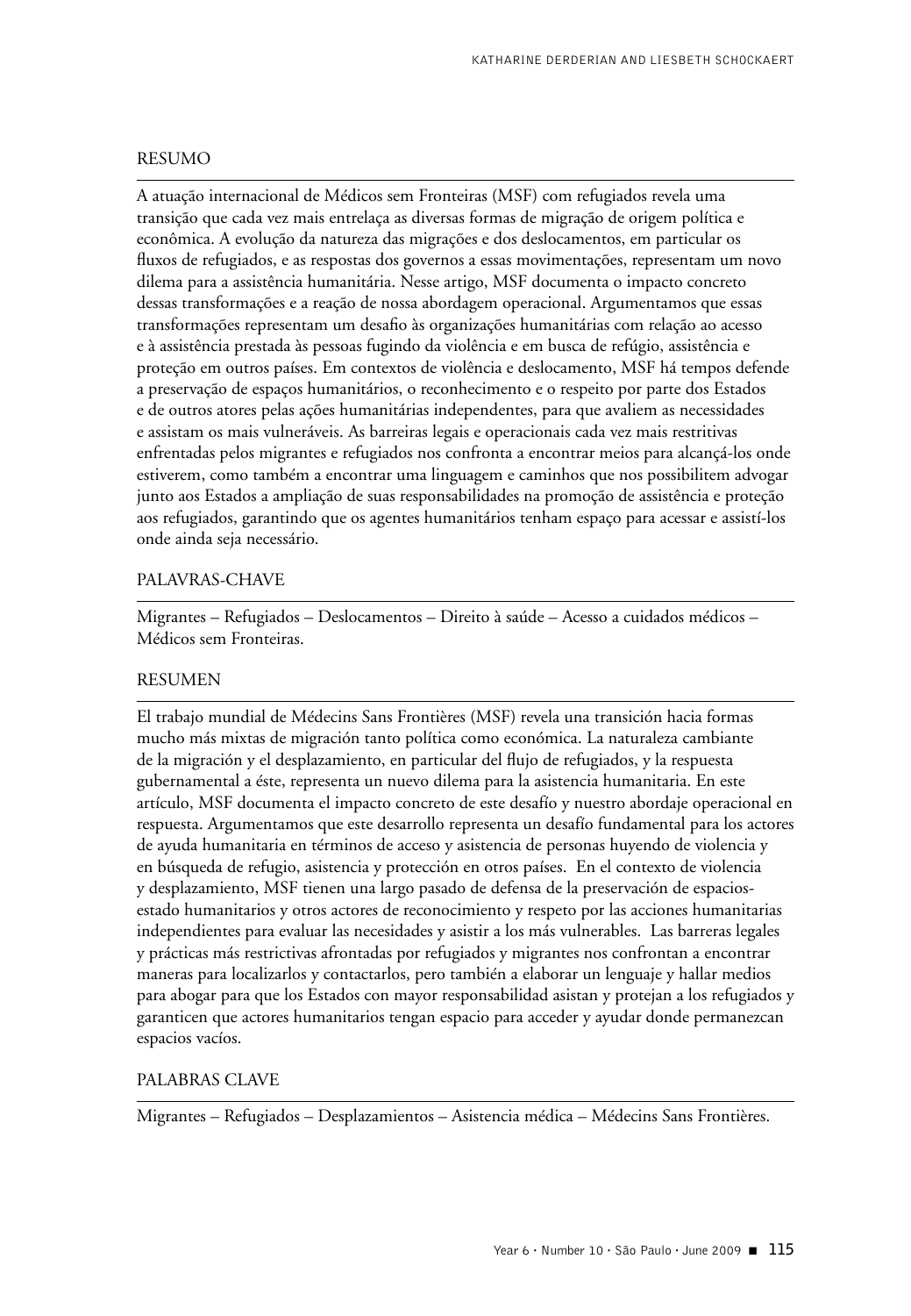## RESUMO

A atuação internacional de Médicos sem Fronteiras (MSF) com refugiados revela uma transição que cada vez mais entrelaça as diversas formas de migração de origem política e econômica. A evolução da natureza das migrações e dos deslocamentos, em particular os fluxos de refugiados, e as respostas dos governos a essas movimentações, representam um novo dilema para a assistência humanitária. Nesse artigo, MSF documenta o impacto concreto dessas transformações e a reação de nossa abordagem operacional. Argumentamos que essas transformações representam um desafio às organizações humanitárias com relação ao acesso e à assistência prestada às pessoas fugindo da violência e em busca de refúgio, assistência e proteção em outros países. Em contextos de violência e deslocamento, MSF há tempos defende a preservação de espaços humanitários, o reconhecimento e o respeito por parte dos Estados e de outros atores pelas ações humanitárias independentes, para que avaliem as necessidades e assistam os mais vulneráveis. As barreiras legais e operacionais cada vez mais restritivas enfrentadas pelos migrantes e refugiados nos confronta a encontrar meios para alcançá-los onde estiverem, como também a encontrar uma linguagem e caminhos que nos possibilitem advogar junto aos Estados a ampliação de suas responsabilidades na promoção de assistência e proteção aos refugiados, garantindo que os agentes humanitários tenham espaço para acessar e assistí-los onde ainda seja necessário.

## PALAVRAS-CHAVE

Migrantes – Refugiados – Deslocamentos – Direito à saúde – Acesso a cuidados médicos – Médicos sem Fronteiras.

## RESUMEN

El trabajo mundial de Médecins Sans Frontières (MSF) revela una transición hacia formas mucho más mixtas de migración tanto política como económica. La naturaleza cambiante de la migración y el desplazamiento, en particular del flujo de refugiados, y la respuesta gubernamental a éste, representa un nuevo dilema para la asistencia humanitaria. En este artículo, MSF documenta el impacto concreto de este desafío y nuestro abordaje operacional en respuesta. Argumentamos que este desarrollo representa un desafío fundamental para los actores de ayuda humanitaria en términos de acceso y asistencia de personas huyendo de violencia y en búsqueda de refugio, asistencia y protección en otros países. En el contexto de violencia y desplazamiento, MSF tienen una largo pasado de defensa de la preservación de espacios-estado humanitarios y otros actores de reconocimiento y respeto por las acciones humanitarias independientes para evaluar las necesidades y asistir a los más vulnerables. Las barreras legales y prácticas más restrictivas afrontadas por refugiados y migrantes nos confrontan a encontrar maneras para localizarlos y contactarlos, pero también a elaborar un lenguaje y hallar medios para abogar para que los Estados con mayor responsabilidad asistan y protejan a los refugiados y garanticen que actores humanitarios tengan espacio para acceder y ayudar donde permanezcan espacios vacíos.

## PALABRAS CLAVE

Migrantes – Refugiados – Desplazamientos – Asistencia médica – Médecins Sans Frontières.